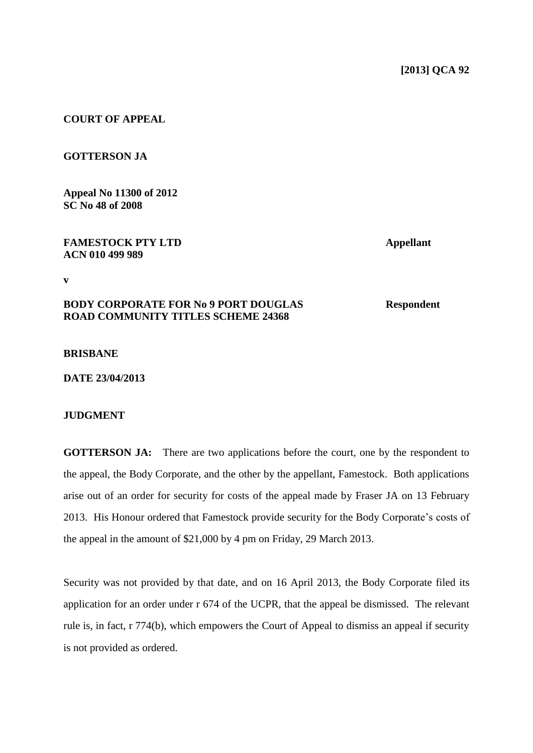**[2013] QCA 92**

**COURT OF APPEAL**

**GOTTERSON JA**

**Appeal No 11300 of 2012**
**SC No 48 of 2008**

| | |
|---|---|
| **FAMESTOCK PTY LTD** **ACN 010 499 989** | **Appellant** |
| **v** | |
| **BODY CORPORATE FOR No 9 PORT DOUGLAS ROAD COMMUNITY TITLES SCHEME 24368** | **Respondent** |

**BRISBANE**

**DATE 23/04/2013**

**JUDGMENT**

**GOTTERSON JA:** There are two applications before the court, one by the respondent to the appeal, the Body Corporate, and the other by the appellant, Famestock. Both applications arise out of an order for security for costs of the appeal made by Fraser JA on 13 February 2013. His Honour ordered that Famestock provide security for the Body Corporate's costs of the appeal in the amount of $21,000 by 4 pm on Friday, 29 March 2013.

Security was not provided by that date, and on 16 April 2013, the Body Corporate filed its application for an order under r 674 of the UCPR, that the appeal be dismissed. The relevant rule is, in fact, r 774(b), which empowers the Court of Appeal to dismiss an appeal if security is not provided as ordered.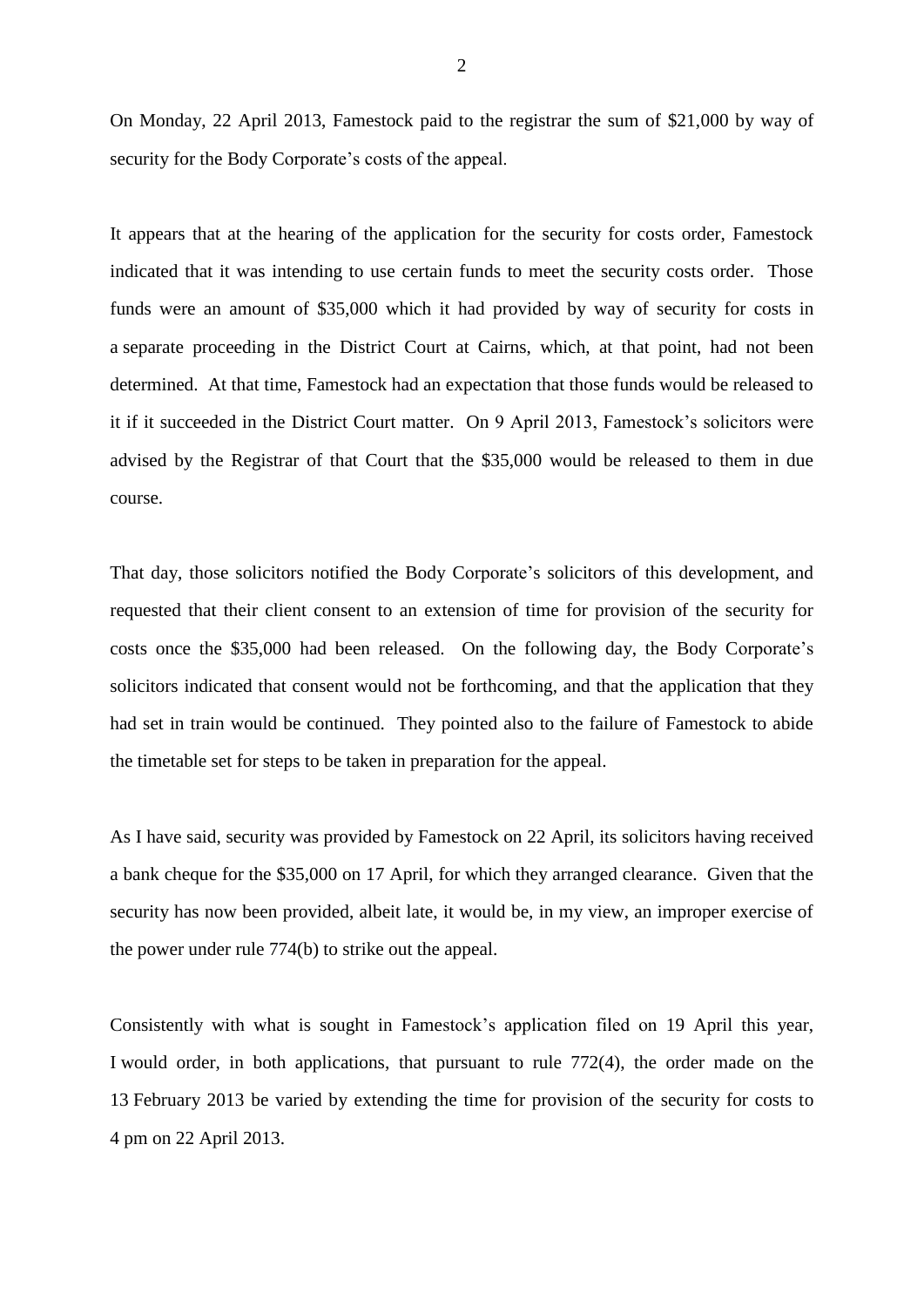On Monday, 22 April 2013, Famestock paid to the registrar the sum of $21,000 by way of security for the Body Corporate's costs of the appeal.

It appears that at the hearing of the application for the security for costs order, Famestock indicated that it was intending to use certain funds to meet the security costs order. Those funds were an amount of $35,000 which it had provided by way of security for costs in a separate proceeding in the District Court at Cairns, which, at that point, had not been determined. At that time, Famestock had an expectation that those funds would be released to it if it succeeded in the District Court matter. On 9 April 2013, Famestock's solicitors were advised by the Registrar of that Court that the $35,000 would be released to them in due course.

That day, those solicitors notified the Body Corporate's solicitors of this development, and requested that their client consent to an extension of time for provision of the security for costs once the $35,000 had been released. On the following day, the Body Corporate's solicitors indicated that consent would not be forthcoming, and that the application that they had set in train would be continued. They pointed also to the failure of Famestock to abide the timetable set for steps to be taken in preparation for the appeal.

As I have said, security was provided by Famestock on 22 April, its solicitors having received a bank cheque for the $35,000 on 17 April, for which they arranged clearance. Given that the security has now been provided, albeit late, it would be, in my view, an improper exercise of the power under rule 774(b) to strike out the appeal.

Consistently with what is sought in Famestock's application filed on 19 April this year, I would order, in both applications, that pursuant to rule 772(4), the order made on the 13 February 2013 be varied by extending the time for provision of the security for costs to 4 pm on 22 April 2013.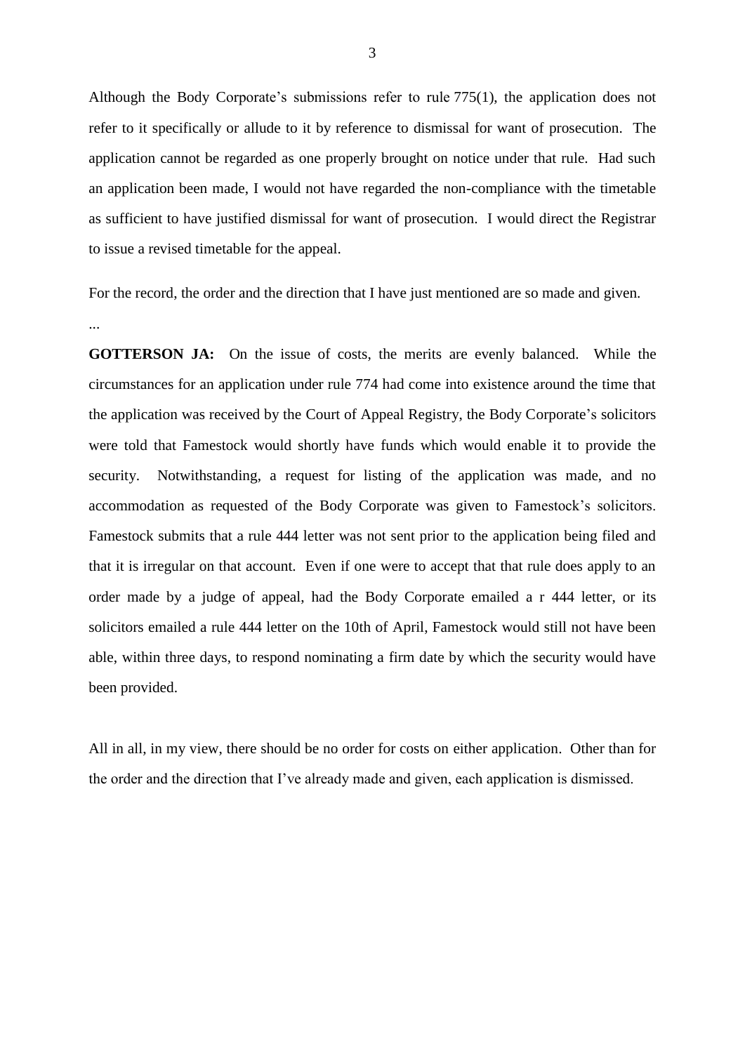Although the Body Corporate's submissions refer to rule 775(1), the application does not refer to it specifically or allude to it by reference to dismissal for want of prosecution. The application cannot be regarded as one properly brought on notice under that rule. Had such an application been made, I would not have regarded the non-compliance with the timetable as sufficient to have justified dismissal for want of prosecution. I would direct the Registrar to issue a revised timetable for the appeal.

For the record, the order and the direction that I have just mentioned are so made and given.

...

**GOTTERSON JA:** On the issue of costs, the merits are evenly balanced. While the circumstances for an application under rule 774 had come into existence around the time that the application was received by the Court of Appeal Registry, the Body Corporate's solicitors were told that Famestock would shortly have funds which would enable it to provide the security. Notwithstanding, a request for listing of the application was made, and no accommodation as requested of the Body Corporate was given to Famestock's solicitors. Famestock submits that a rule 444 letter was not sent prior to the application being filed and that it is irregular on that account. Even if one were to accept that that rule does apply to an order made by a judge of appeal, had the Body Corporate emailed a r 444 letter, or its solicitors emailed a rule 444 letter on the 10th of April, Famestock would still not have been able, within three days, to respond nominating a firm date by which the security would have been provided.

All in all, in my view, there should be no order for costs on either application. Other than for the order and the direction that I've already made and given, each application is dismissed.